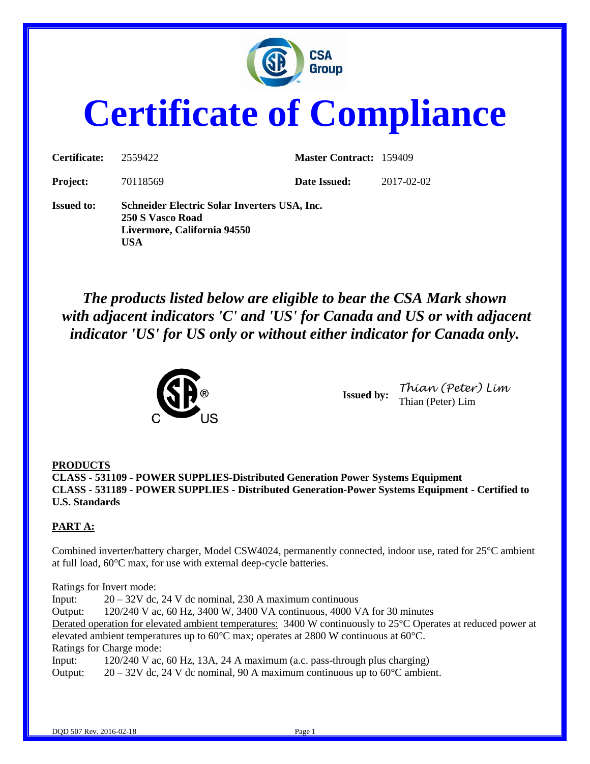# Certificate of Compliance

| | | | |
|---|---|---|---|
| **Certificate:** | 2559422 | **Master Contract:** | 159409 |
| **Project:** | 70118569 | **Date Issued:** | 2017-02-02 |

**Issued to:** **Schneider Electric Solar Inverters USA, Inc.**
**250 S Vasco Road**
**Livermore, California 94550**
**USA**

***The products listed below are eligible to bear the CSA Mark shown with adjacent indicators 'C' and 'US' for Canada and US or with adjacent indicator 'US' for US only or without either indicator for Canada only.***

**Issued by:** *Thian (Peter) Lim*
Thian (Peter) Lim

**PRODUCTS**
**CLASS - 531109 - POWER SUPPLIES-Distributed Generation Power Systems Equipment**
**CLASS - 531189 - POWER SUPPLIES - Distributed Generation-Power Systems Equipment - Certified to U.S. Standards**

**PART A:**

Combined inverter/battery charger, Model CSW4024, permanently connected, indoor use, rated for 25°C ambient at full load, 60°C max, for use with external deep-cycle batteries.

Ratings for Invert mode:
Input: 20 – 32V dc, 24 V dc nominal, 230 A maximum continuous
Output: 120/240 V ac, 60 Hz, 3400 W, 3400 VA continuous, 4000 VA for 30 minutes
Derated operation for elevated ambient temperatures: 3400 W continuously to 25°C Operates at reduced power at elevated ambient temperatures up to 60°C max; operates at 2800 W continuous at 60°C.
Ratings for Charge mode:
Input: 120/240 V ac, 60 Hz, 13A, 24 A maximum (a.c. pass-through plus charging)
Output: 20 – 32V dc, 24 V dc nominal, 90 A maximum continuous up to 60°C ambient.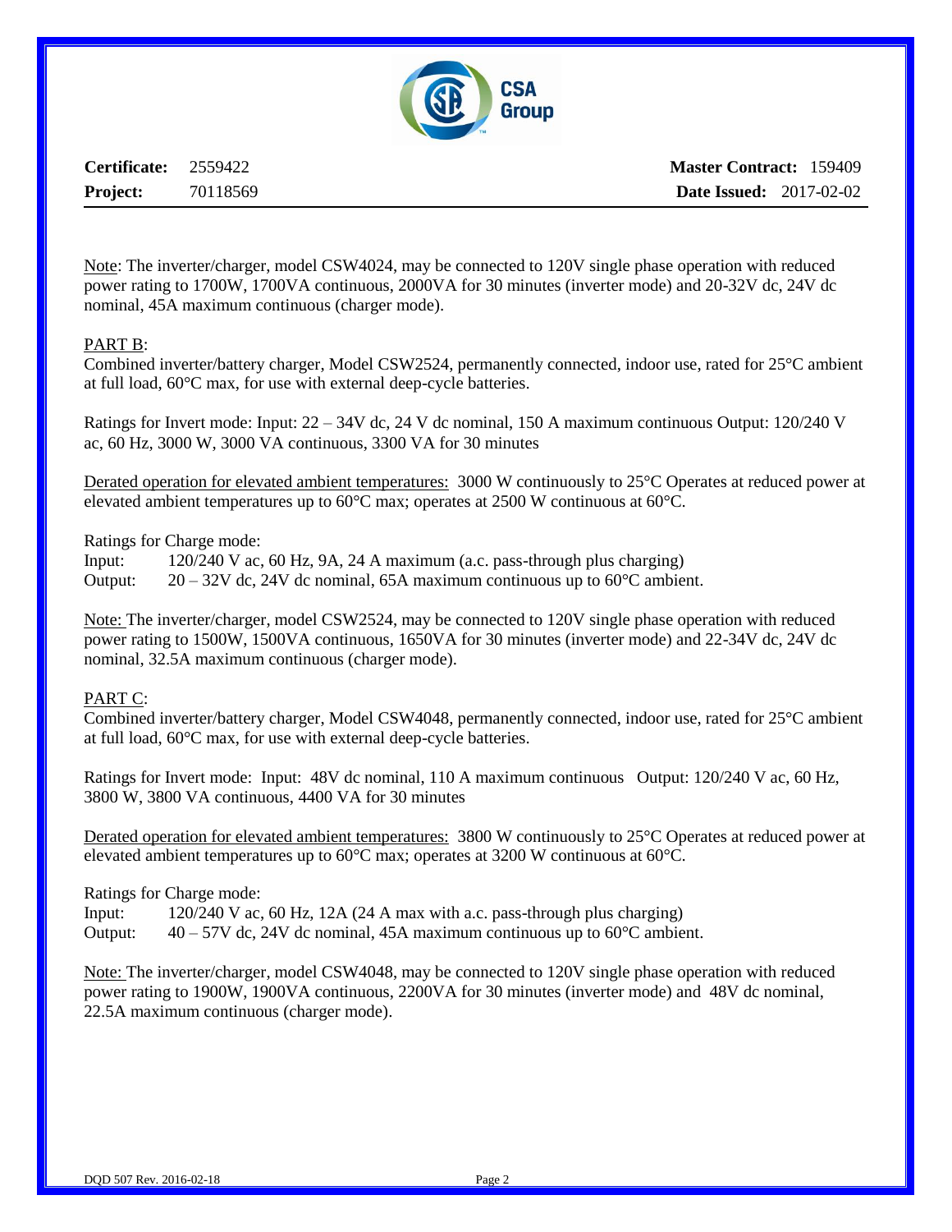| **Certificate:** 2559422 | **Master Contract:** 159409 |
|---|---|
| **Project:** 70118569 | **Date Issued:** 2017-02-02 |

Note: The inverter/charger, model CSW4024, may be connected to 120V single phase operation with reduced power rating to 1700W, 1700VA continuous, 2000VA for 30 minutes (inverter mode) and 20-32V dc, 24V dc nominal, 45A maximum continuous (charger mode).

PART B:

Combined inverter/battery charger, Model CSW2524, permanently connected, indoor use, rated for 25°C ambient at full load, 60°C max, for use with external deep-cycle batteries.

Ratings for Invert mode: Input: 22 – 34V dc, 24 V dc nominal, 150 A maximum continuous Output: 120/240 V ac, 60 Hz, 3000 W, 3000 VA continuous, 3300 VA for 30 minutes

Derated operation for elevated ambient temperatures: 3000 W continuously to 25°C Operates at reduced power at elevated ambient temperatures up to 60°C max; operates at 2500 W continuous at 60°C.

Ratings for Charge mode:

Input: 120/240 V ac, 60 Hz, 9A, 24 A maximum (a.c. pass-through plus charging)
Output: 20 – 32V dc, 24V dc nominal, 65A maximum continuous up to 60°C ambient.

Note: The inverter/charger, model CSW2524, may be connected to 120V single phase operation with reduced power rating to 1500W, 1500VA continuous, 1650VA for 30 minutes (inverter mode) and 22-34V dc, 24V dc nominal, 32.5A maximum continuous (charger mode).

PART C:

Combined inverter/battery charger, Model CSW4048, permanently connected, indoor use, rated for 25°C ambient at full load, 60°C max, for use with external deep-cycle batteries.

Ratings for Invert mode: Input: 48V dc nominal, 110 A maximum continuous Output: 120/240 V ac, 60 Hz, 3800 W, 3800 VA continuous, 4400 VA for 30 minutes

Derated operation for elevated ambient temperatures: 3800 W continuously to 25°C Operates at reduced power at elevated ambient temperatures up to 60°C max; operates at 3200 W continuous at 60°C.

Ratings for Charge mode:

Input: 120/240 V ac, 60 Hz, 12A (24 A max with a.c. pass-through plus charging)
Output: 40 – 57V dc, 24V dc nominal, 45A maximum continuous up to 60°C ambient.

Note: The inverter/charger, model CSW4048, may be connected to 120V single phase operation with reduced power rating to 1900W, 1900VA continuous, 2200VA for 30 minutes (inverter mode) and 48V dc nominal, 22.5A maximum continuous (charger mode).

DQD 507 Rev. 2016-02-18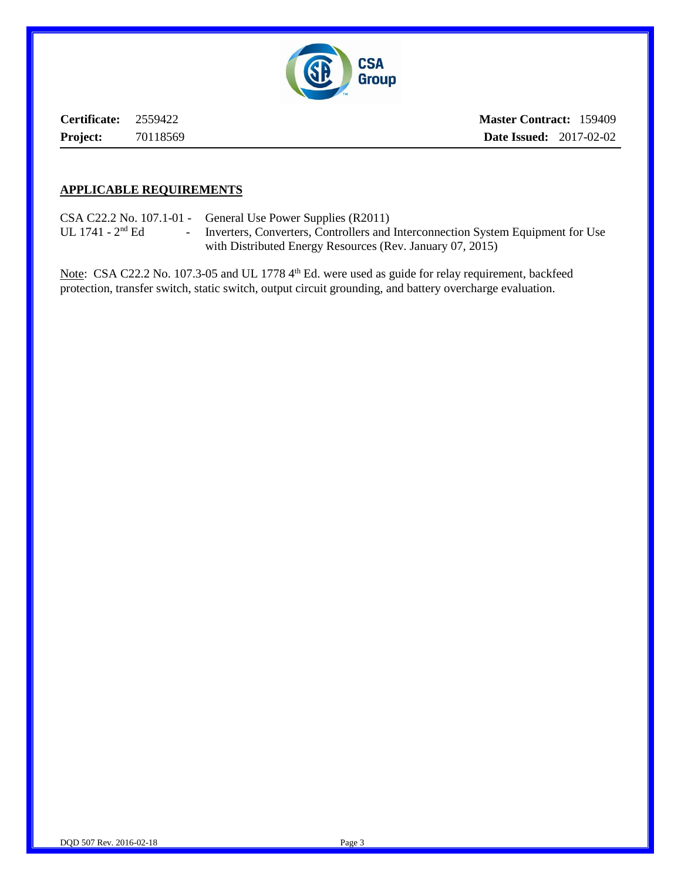**Certificate:** 2559422 **Master Contract:** 159409
**Project:** 70118569 **Date Issued:** 2017-02-02

## APPLICABLE REQUIREMENTS

CSA C22.2 No. 107.1-01 - General Use Power Supplies (R2011)
UL 1741 - 2nd Ed - Inverters, Converters, Controllers and Interconnection System Equipment for Use with Distributed Energy Resources (Rev. January 07, 2015)

Note: CSA C22.2 No. 107.3-05 and UL 1778 4th Ed. were used as guide for relay requirement, backfeed protection, transfer switch, static switch, output circuit grounding, and battery overcharge evaluation.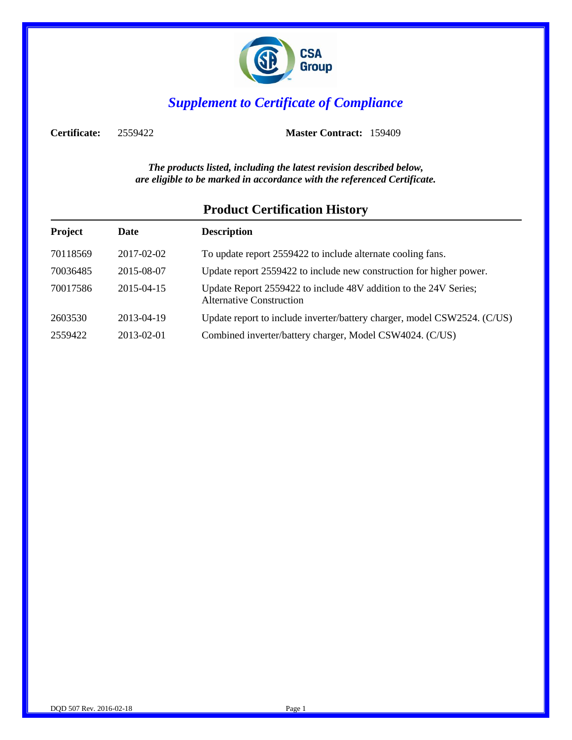# *Supplement to Certificate of Compliance*

**Certificate:** 2559422 **Master Contract:** 159409

***The products listed, including the latest revision described below, are eligible to be marked in accordance with the referenced Certificate.***

## Product Certification History

| Project | Date | Description |
|---|---|---|
| 70118569 | 2017-02-02 | To update report 2559422 to include alternate cooling fans. |
| 70036485 | 2015-08-07 | Update report 2559422 to include new construction for higher power. |
| 70017586 | 2015-04-15 | Update Report 2559422 to include 48V addition to the 24V Series; Alternative Construction |
| 2603530 | 2013-04-19 | Update report to include inverter/battery charger, model CSW2524. (C/US) |
| 2559422 | 2013-02-01 | Combined inverter/battery charger, Model CSW4024. (C/US) |

DQD 507 Rev. 2016-02-18